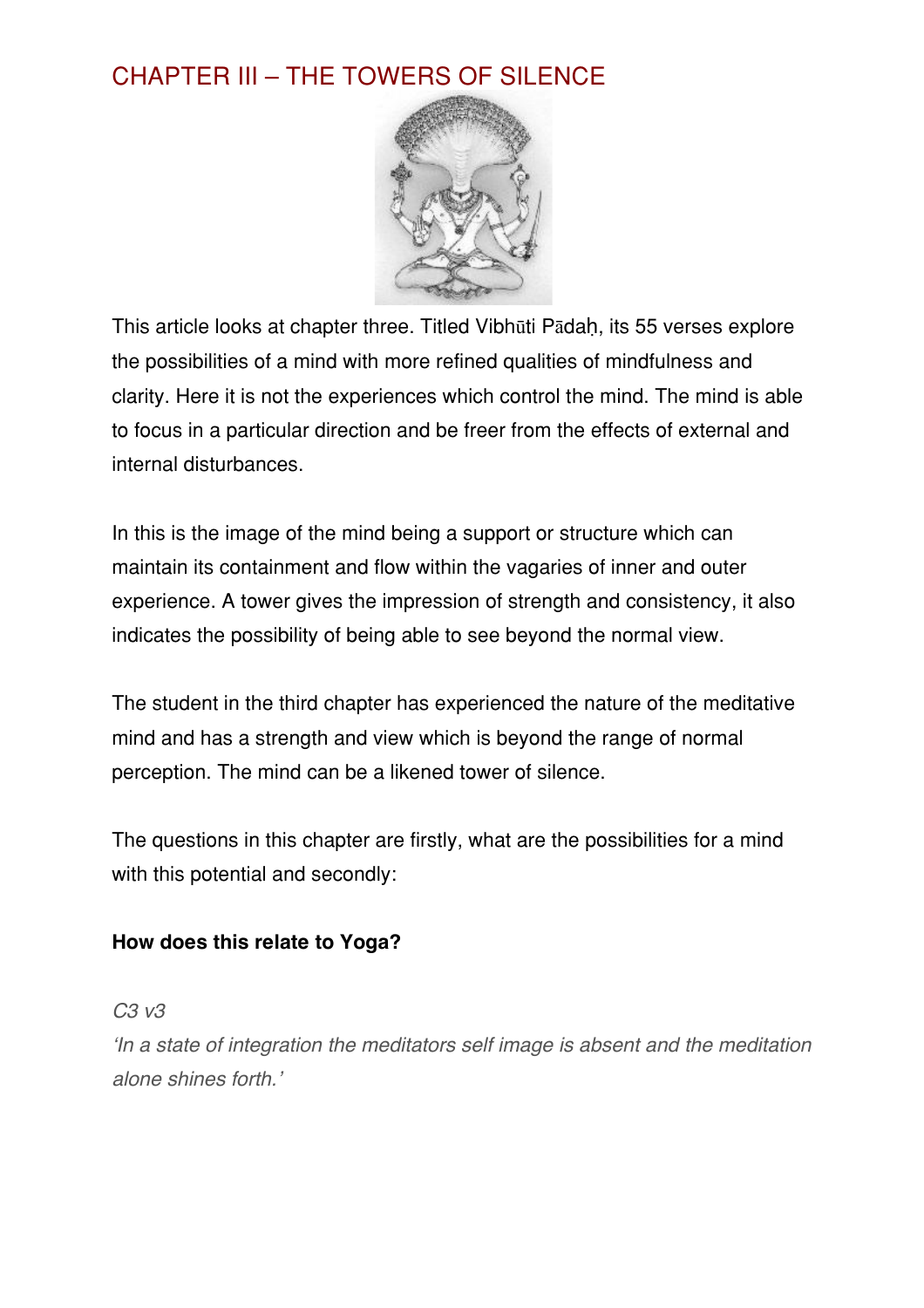# CHAPTER III – THE TOWERS OF SILENCE

This article looks at chapter three. Titled Vibhūti Pādaḥ, its 55 verses explore the possibilities of a mind with more refined qualities of mindfulness and clarity. Here it is not the experiences which control the mind. The mind is able to focus in a particular direction and be freer from the effects of external and internal disturbances.

In this is the image of the mind being a support or structure which can maintain its containment and flow within the vagaries of inner and outer experience. A tower gives the impression of strength and consistency, it also indicates the possibility of being able to see beyond the normal view.

The student in the third chapter has experienced the nature of the meditative mind and has a strength and view which is beyond the range of normal perception. The mind can be a likened tower of silence.

The questions in this chapter are firstly, what are the possibilities for a mind with this potential and secondly:

**How does this relate to Yoga?**

*C3 v3*

*'In a state of integration the meditators self image is absent and the meditation alone shines forth.'*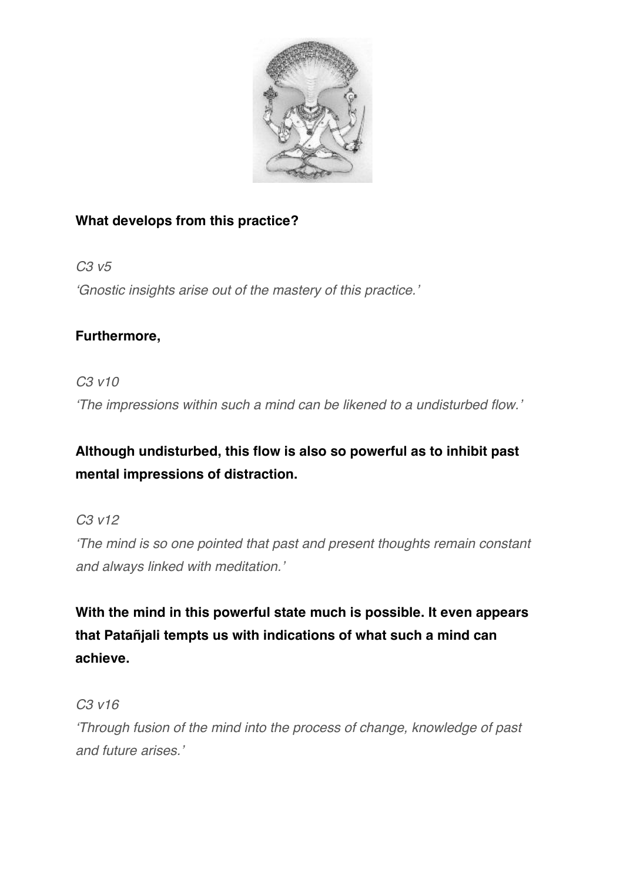**What develops from this practice?**

*C3 v5*

*'Gnostic insights arise out of the mastery of this practice.'*

**Furthermore,**

*C3 v10*

*'The impressions within such a mind can be likened to a undisturbed flow.'*

**Although undisturbed, this flow is also so powerful as to inhibit past mental impressions of distraction.**

*C3 v12*

*'The mind is so one pointed that past and present thoughts remain constant and always linked with meditation.'*

**With the mind in this powerful state much is possible. It even appears that Patañjali tempts us with indications of what such a mind can achieve.**

*C3 v16*

*'Through fusion of the mind into the process of change, knowledge of past and future arises.'*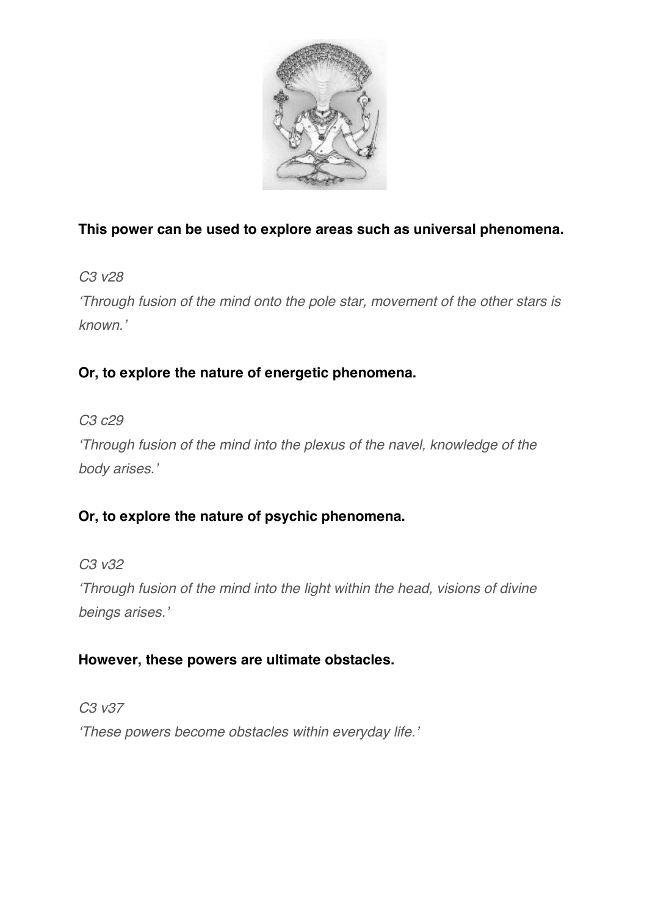**This power can be used to explore areas such as universal phenomena.**

*C3 v28*

*'Through fusion of the mind onto the pole star, movement of the other stars is known.'*

**Or, to explore the nature of energetic phenomena.**

*C3 c29*

*'Through fusion of the mind into the plexus of the navel, knowledge of the body arises.'*

**Or, to explore the nature of psychic phenomena.**

*C3 v32*

*'Through fusion of the mind into the light within the head, visions of divine beings arises.'*

**However, these powers are ultimate obstacles.**

*C3 v37*

*'These powers become obstacles within everyday life.'*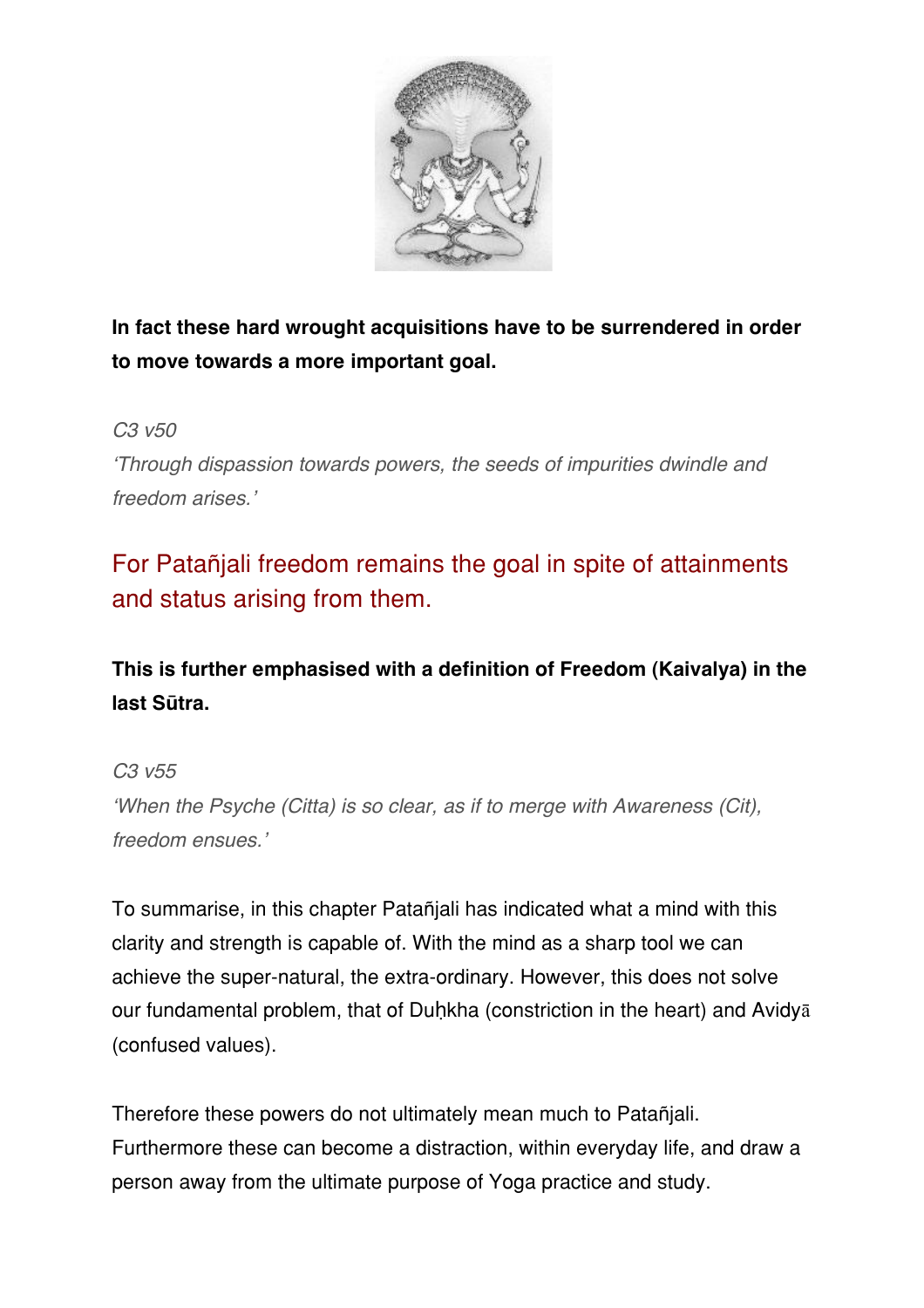**In fact these hard wrought acquisitions have to be surrendered in order to move towards a more important goal.**

*C3 v50*
*'Through dispassion towards powers, the seeds of impurities dwindle and freedom arises.'*

For Patañjali freedom remains the goal in spite of attainments and status arising from them.

**This is further emphasised with a definition of Freedom (Kaivalya) in the last Sūtra.**

*C3 v55*
*'When the Psyche (Citta) is so clear, as if to merge with Awareness (Cit), freedom ensues.'*

To summarise, in this chapter Patañjali has indicated what a mind with this clarity and strength is capable of. With the mind as a sharp tool we can achieve the super-natural, the extra-ordinary. However, this does not solve our fundamental problem, that of Duḥkha (constriction in the heart) and Avidyā (confused values).

Therefore these powers do not ultimately mean much to Patañjali. Furthermore these can become a distraction, within everyday life, and draw a person away from the ultimate purpose of Yoga practice and study.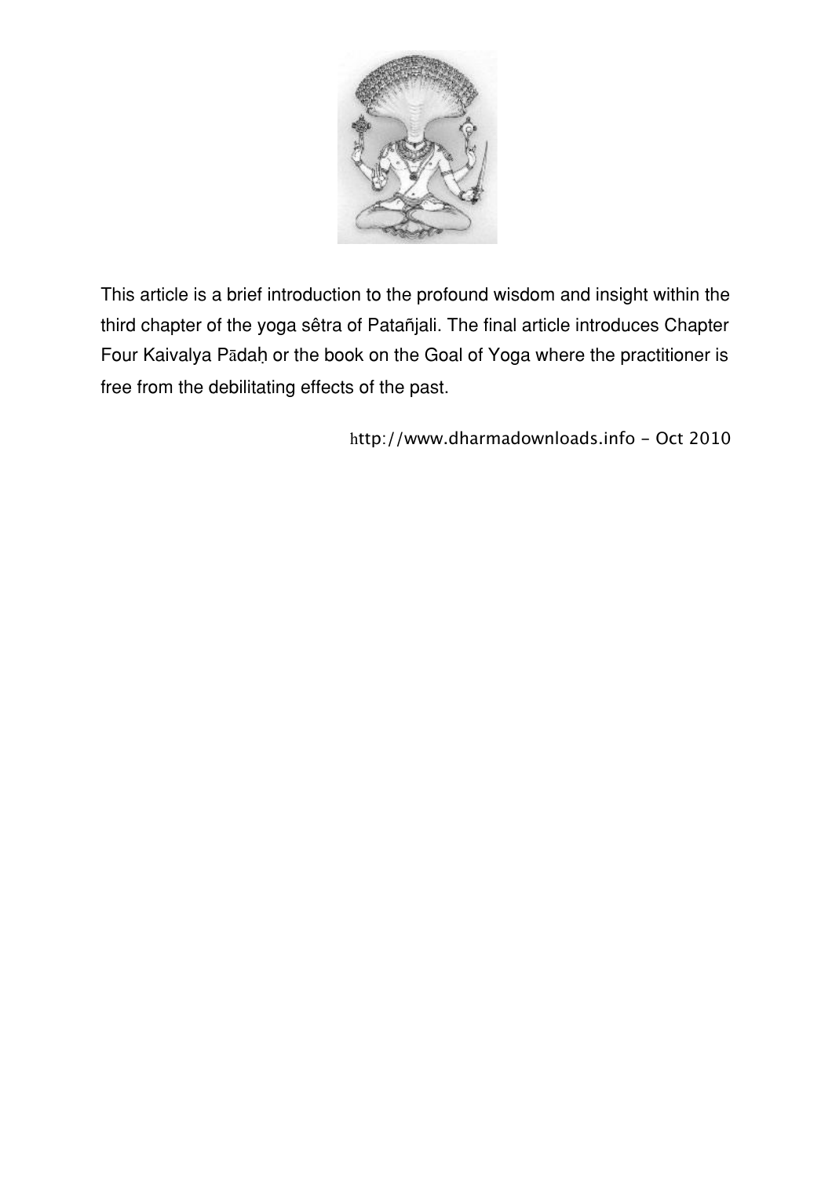This article is a brief introduction to the profound wisdom and insight within the third chapter of the yoga sêtra of Patañjali. The final article introduces Chapter Four Kaivalya Pādaḥ or the book on the Goal of Yoga where the practitioner is free from the debilitating effects of the past.

http://www.dharmadownloads.info - Oct 2010